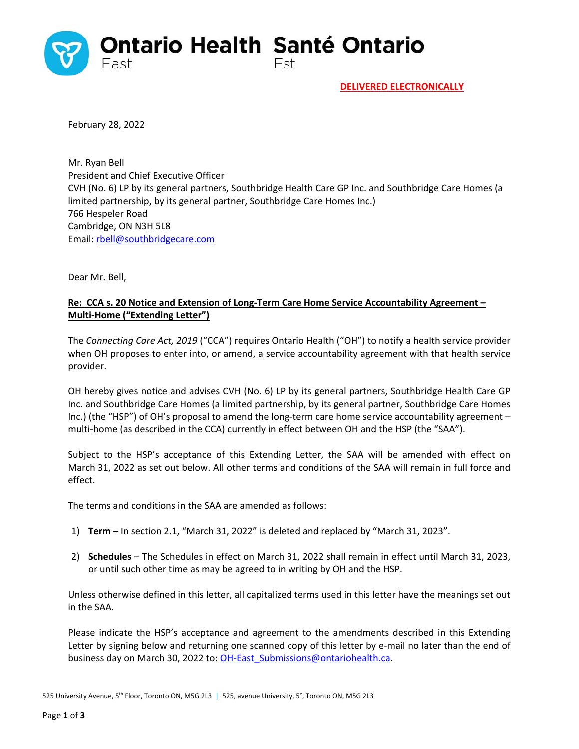Ontario Health East | Santé Ontario Est

**DELIVERED ELECTRONICALLY**

February 28, 2022

Mr. Ryan Bell
President and Chief Executive Officer
CVH (No. 6) LP by its general partners, Southbridge Health Care GP Inc. and Southbridge Care Homes (a limited partnership, by its general partner, Southbridge Care Homes Inc.)
766 Hespeler Road
Cambridge, ON N3H 5L8
Email: rbell@southbridgecare.com

Dear Mr. Bell,

**Re: CCA s. 20 Notice and Extension of Long-Term Care Home Service Accountability Agreement – Multi-Home ("Extending Letter")**

The *Connecting Care Act, 2019* ("CCA") requires Ontario Health ("OH") to notify a health service provider when OH proposes to enter into, or amend, a service accountability agreement with that health service provider.

OH hereby gives notice and advises CVH (No. 6) LP by its general partners, Southbridge Health Care GP Inc. and Southbridge Care Homes (a limited partnership, by its general partner, Southbridge Care Homes Inc.) (the "HSP") of OH's proposal to amend the long-term care home service accountability agreement – multi-home (as described in the CCA) currently in effect between OH and the HSP (the "SAA").

Subject to the HSP's acceptance of this Extending Letter, the SAA will be amended with effect on March 31, 2022 as set out below. All other terms and conditions of the SAA will remain in full force and effect.

The terms and conditions in the SAA are amended as follows:

1) **Term** – In section 2.1, "March 31, 2022" is deleted and replaced by "March 31, 2023".

2) **Schedules** – The Schedules in effect on March 31, 2022 shall remain in effect until March 31, 2023, or until such other time as may be agreed to in writing by OH and the HSP.

Unless otherwise defined in this letter, all capitalized terms used in this letter have the meanings set out in the SAA.

Please indicate the HSP's acceptance and agreement to the amendments described in this Extending Letter by signing below and returning one scanned copy of this letter by e-mail no later than the end of business day on March 30, 2022 to: OH-East_Submissions@ontariohealth.ca.

525 University Avenue, 5th Floor, Toronto ON, M5G 2L3 | 525, avenue University, 5e, Toronto ON, M5G 2L3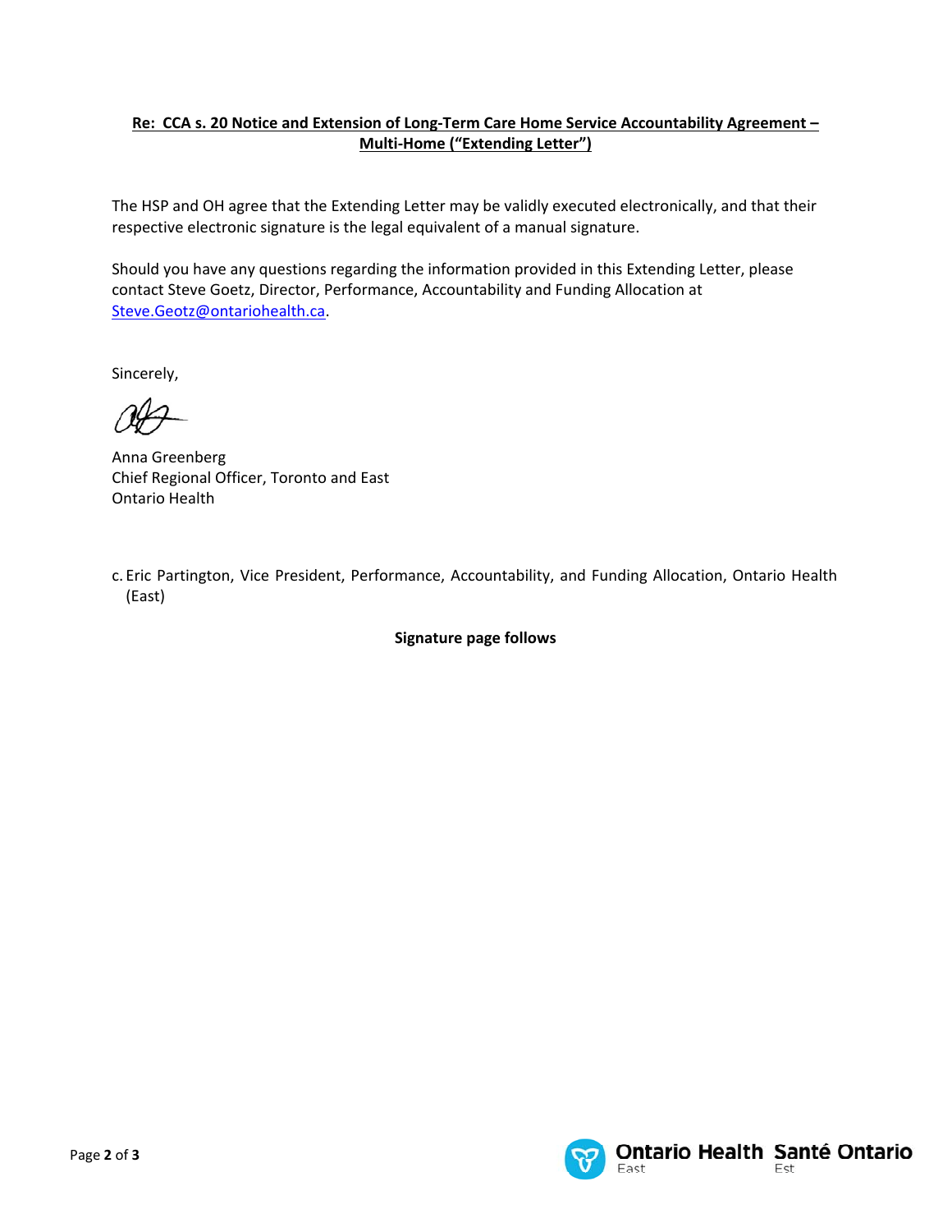**Re: CCA s. 20 Notice and Extension of Long-Term Care Home Service Accountability Agreement – Multi-Home ("Extending Letter")**

The HSP and OH agree that the Extending Letter may be validly executed electronically, and that their respective electronic signature is the legal equivalent of a manual signature.

Should you have any questions regarding the information provided in this Extending Letter, please contact Steve Goetz, Director, Performance, Accountability and Funding Allocation at [Steve.Geotz@ontariohealth.ca](mailto:Steve.Geotz@ontariohealth.ca).

Sincerely,

Anna Greenberg
Chief Regional Officer, Toronto and East
Ontario Health

c. Eric Partington, Vice President, Performance, Accountability, and Funding Allocation, Ontario Health (East)

**Signature page follows**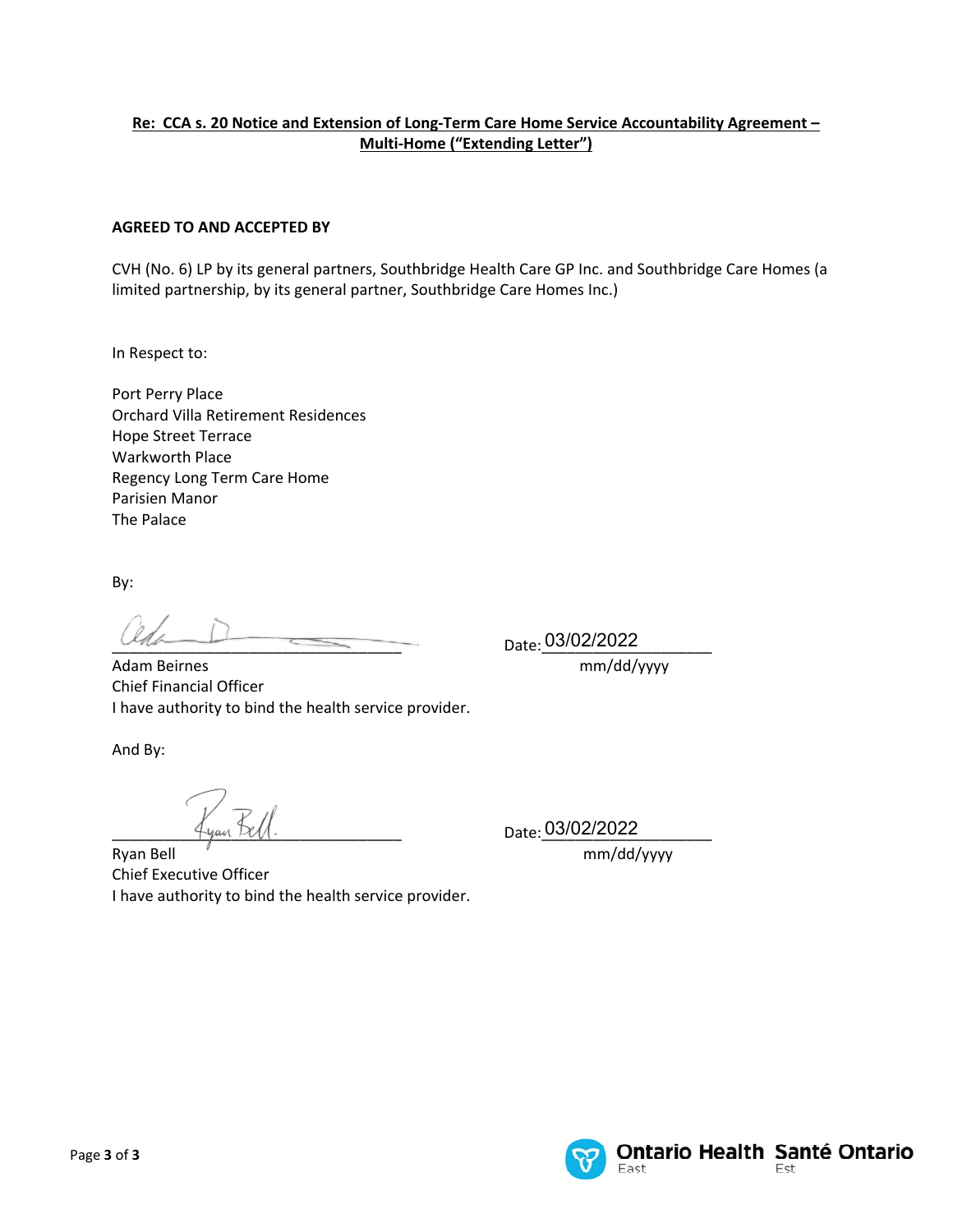**Re: CCA s. 20 Notice and Extension of Long-Term Care Home Service Accountability Agreement – Multi-Home ("Extending Letter")**

**AGREED TO AND ACCEPTED BY**

CVH (No. 6) LP by its general partners, Southbridge Health Care GP Inc. and Southbridge Care Homes (a limited partnership, by its general partner, Southbridge Care Homes Inc.)

In Respect to:

Port Perry Place
Orchard Villa Retirement Residences
Hope Street Terrace
Warkworth Place
Regency Long Term Care Home
Parisien Manor
The Palace

By:

_________________________________ Date: 03/02/2022
mm/dd/yyyy

Adam Beirnes
Chief Financial Officer
I have authority to bind the health service provider.

And By:

_________________________________ Date: 03/02/2022
mm/dd/yyyy

Ryan Bell
Chief Executive Officer
I have authority to bind the health service provider.

Ontario Health East | Santé Ontario Est